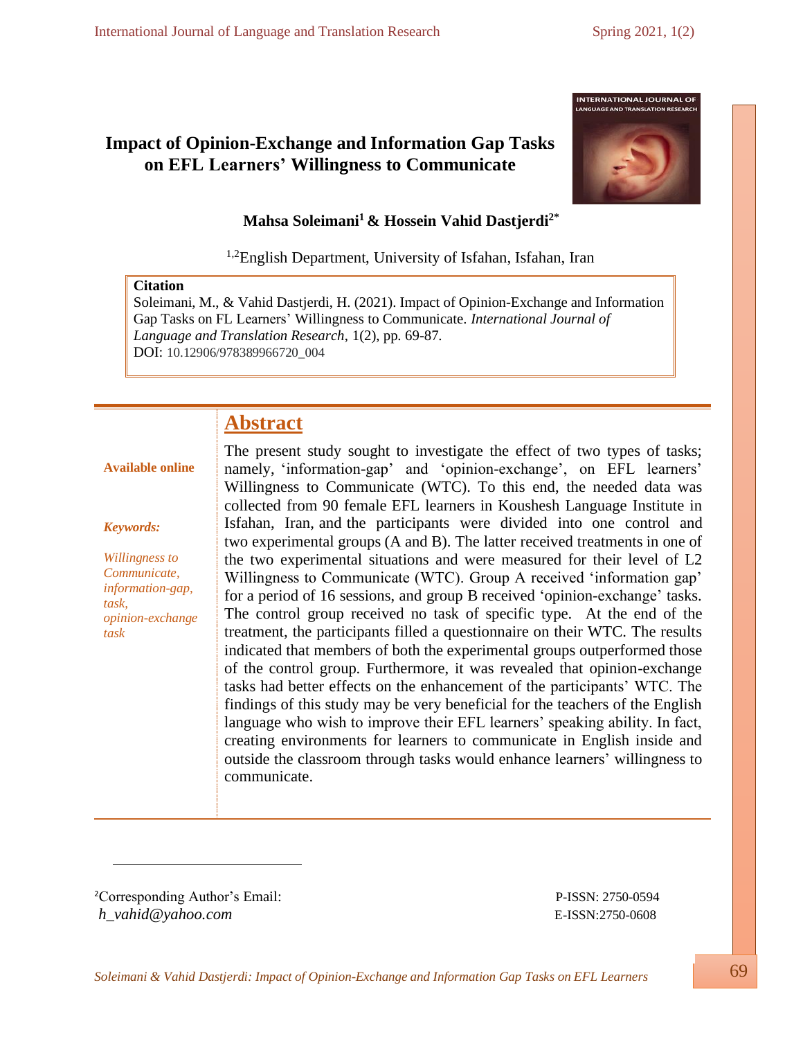# Impact of Opinion-Exchange and Information Gap Tasks on EFL Learners' Willingness to Communicate

**Mahsa Soleimani[1] & Hossein Vahid Dastjerdi[2*]**

[1,2]English Department, University of Isfahan, Isfahan, Iran

**Citation**
Soleimani, M., & Vahid Dastjerdi, H. (2021). Impact of Opinion-Exchange and Information Gap Tasks on FL Learners' Willingness to Communicate. *International Journal of Language and Translation Research*, 1(2), pp. 69-87.
DOI: 10.12906/978389966720_004

**Available online**

***Keywords:***

*Willingness to Communicate, information-gap, task, opinion-exchange task*

## Abstract

The present study sought to investigate the effect of two types of tasks; namely, 'information-gap' and 'opinion-exchange', on EFL learners' Willingness to Communicate (WTC). To this end, the needed data was collected from 90 female EFL learners in Koushesh Language Institute in Isfahan, Iran, and the participants were divided into one control and two experimental groups (A and B). The latter received treatments in one of the two experimental situations and were measured for their level of L2 Willingness to Communicate (WTC). Group A received 'information gap' for a period of 16 sessions, and group B received 'opinion-exchange' tasks. The control group received no task of specific type. At the end of the treatment, the participants filled a questionnaire on their WTC. The results indicated that members of both the experimental groups outperformed those of the control group. Furthermore, it was revealed that opinion-exchange tasks had better effects on the enhancement of the participants' WTC. The findings of this study may be very beneficial for the teachers of the English language who wish to improve their EFL learners' speaking ability. In fact, creating environments for learners to communicate in English inside and outside the classroom through tasks would enhance learners' willingness to communicate.

---

[2]Corresponding Author's Email:
*h_vahid@yahoo.com*

P-ISSN: 2750-0594
E-ISSN:2750-0608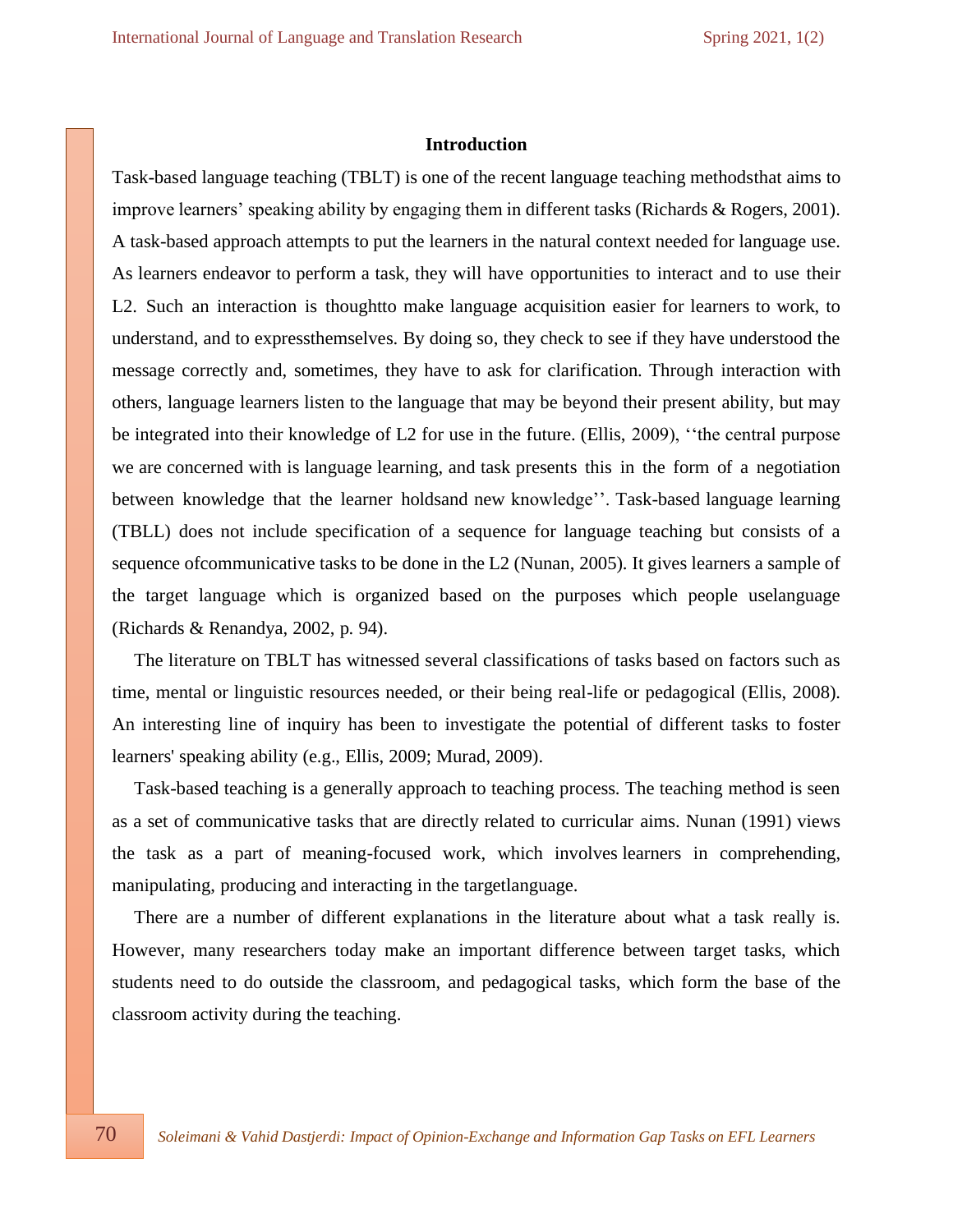## Introduction

Task-based language teaching (TBLT) is one of the recent language teaching methodsthat aims to improve learners' speaking ability by engaging them in different tasks (Richards & Rogers, 2001). A task-based approach attempts to put the learners in the natural context needed for language use. As learners endeavor to perform a task, they will have opportunities to interact and to use their L2. Such an interaction is thoughtto make language acquisition easier for learners to work, to understand, and to expressthemselves. By doing so, they check to see if they have understood the message correctly and, sometimes, they have to ask for clarification. Through interaction with others, language learners listen to the language that may be beyond their present ability, but may be integrated into their knowledge of L2 for use in the future. (Ellis, 2009), ''the central purpose we are concerned with is language learning, and task presents this in the form of a negotiation between knowledge that the learner holdsand new knowledge''. Task-based language learning (TBLL) does not include specification of a sequence for language teaching but consists of a sequence ofcommunicative tasks to be done in the L2 (Nunan, 2005). It gives learners a sample of the target language which is organized based on the purposes which people uselanguage (Richards & Renandya, 2002, p. 94).

The literature on TBLT has witnessed several classifications of tasks based on factors such as time, mental or linguistic resources needed, or their being real-life or pedagogical (Ellis, 2008). An interesting line of inquiry has been to investigate the potential of different tasks to foster learners' speaking ability (e.g., Ellis, 2009; Murad, 2009).

Task-based teaching is a generally approach to teaching process. The teaching method is seen as a set of communicative tasks that are directly related to curricular aims. Nunan (1991) views the task as a part of meaning-focused work, which involves learners in comprehending, manipulating, producing and interacting in the targetlanguage.

There are a number of different explanations in the literature about what a task really is. However, many researchers today make an important difference between target tasks, which students need to do outside the classroom, and pedagogical tasks, which form the base of the classroom activity during the teaching.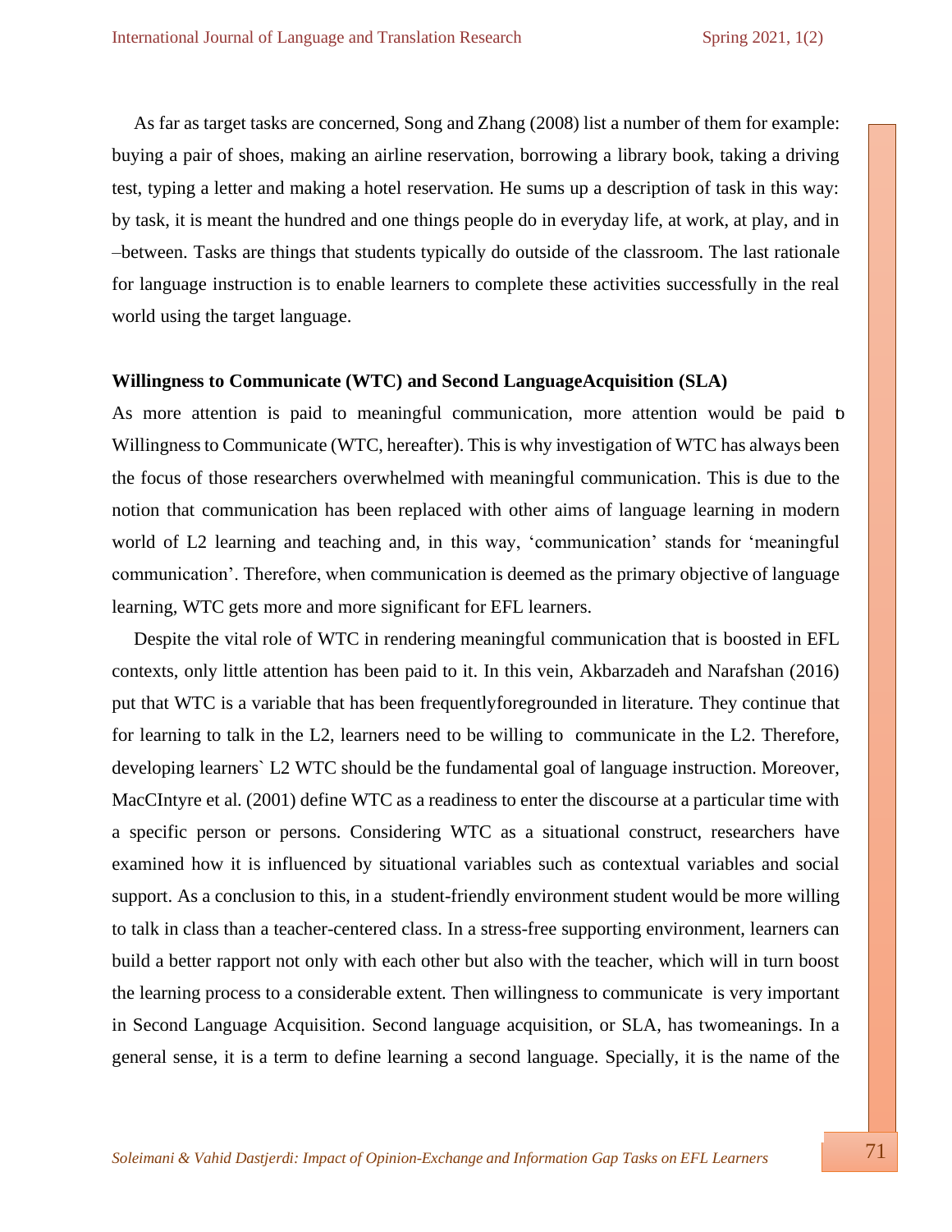As far as target tasks are concerned, Song and Zhang (2008) list a number of them for example: buying a pair of shoes, making an airline reservation, borrowing a library book, taking a driving test, typing a letter and making a hotel reservation. He sums up a description of task in this way: by task, it is meant the hundred and one things people do in everyday life, at work, at play, and in –between. Tasks are things that students typically do outside of the classroom. The last rationale for language instruction is to enable learners to complete these activities successfully in the real world using the target language.

**Willingness to Communicate (WTC) and Second LanguageAcquisition (SLA)**

As more attention is paid to meaningful communication, more attention would be paid to Willingness to Communicate (WTC, hereafter). This is why investigation of WTC has always been the focus of those researchers overwhelmed with meaningful communication. This is due to the notion that communication has been replaced with other aims of language learning in modern world of L2 learning and teaching and, in this way, 'communication' stands for 'meaningful communication'. Therefore, when communication is deemed as the primary objective of language learning, WTC gets more and more significant for EFL learners.

Despite the vital role of WTC in rendering meaningful communication that is boosted in EFL contexts, only little attention has been paid to it. In this vein, Akbarzadeh and Narafshan (2016) put that WTC is a variable that has been frequentlyforegrounded in literature. They continue that for learning to talk in the L2, learners need to be willing to communicate in the L2. Therefore, developing learners` L2 WTC should be the fundamental goal of language instruction. Moreover, MacCIntyre et al. (2001) define WTC as a readiness to enter the discourse at a particular time with a specific person or persons. Considering WTC as a situational construct, researchers have examined how it is influenced by situational variables such as contextual variables and social support. As a conclusion to this, in a student-friendly environment student would be more willing to talk in class than a teacher-centered class. In a stress-free supporting environment, learners can build a better rapport not only with each other but also with the teacher, which will in turn boost the learning process to a considerable extent. Then willingness to communicate is very important in Second Language Acquisition. Second language acquisition, or SLA, has twomeanings. In a general sense, it is a term to define learning a second language. Specially, it is the name of the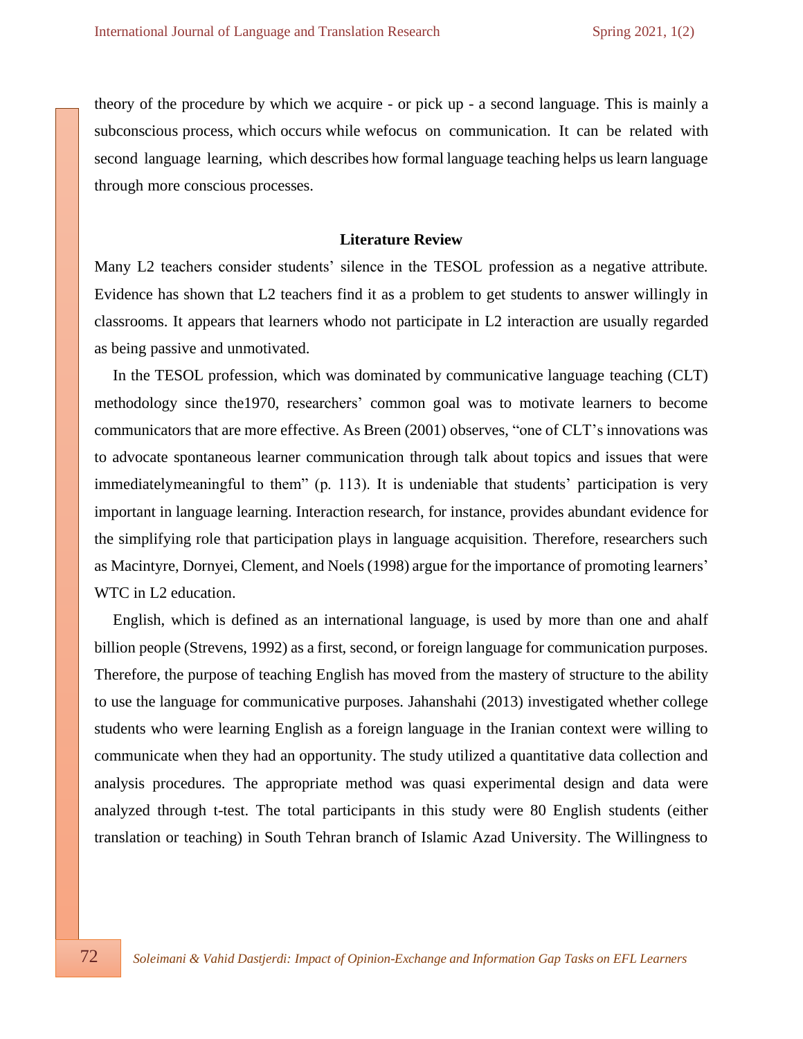theory of the procedure by which we acquire - or pick up - a second language. This is mainly a subconscious process, which occurs while wefocus on communication. It can be related with second language learning, which describes how formal language teaching helps us learn language through more conscious processes.

## Literature Review

Many L2 teachers consider students' silence in the TESOL profession as a negative attribute. Evidence has shown that L2 teachers find it as a problem to get students to answer willingly in classrooms. It appears that learners whodo not participate in L2 interaction are usually regarded as being passive and unmotivated.

In the TESOL profession, which was dominated by communicative language teaching (CLT) methodology since the1970, researchers' common goal was to motivate learners to become communicators that are more effective. As Breen (2001) observes, "one of CLT's innovations was to advocate spontaneous learner communication through talk about topics and issues that were immediatelymeaningful to them" (p. 113). It is undeniable that students' participation is very important in language learning. Interaction research, for instance, provides abundant evidence for the simplifying role that participation plays in language acquisition. Therefore, researchers such as Macintyre, Dornyei, Clement, and Noels (1998) argue for the importance of promoting learners' WTC in L2 education.

English, which is defined as an international language, is used by more than one and ahalf billion people (Strevens, 1992) as a first, second, or foreign language for communication purposes. Therefore, the purpose of teaching English has moved from the mastery of structure to the ability to use the language for communicative purposes. Jahanshahi (2013) investigated whether college students who were learning English as a foreign language in the Iranian context were willing to communicate when they had an opportunity. The study utilized a quantitative data collection and analysis procedures. The appropriate method was quasi experimental design and data were analyzed through t-test. The total participants in this study were 80 English students (either translation or teaching) in South Tehran branch of Islamic Azad University. The Willingness to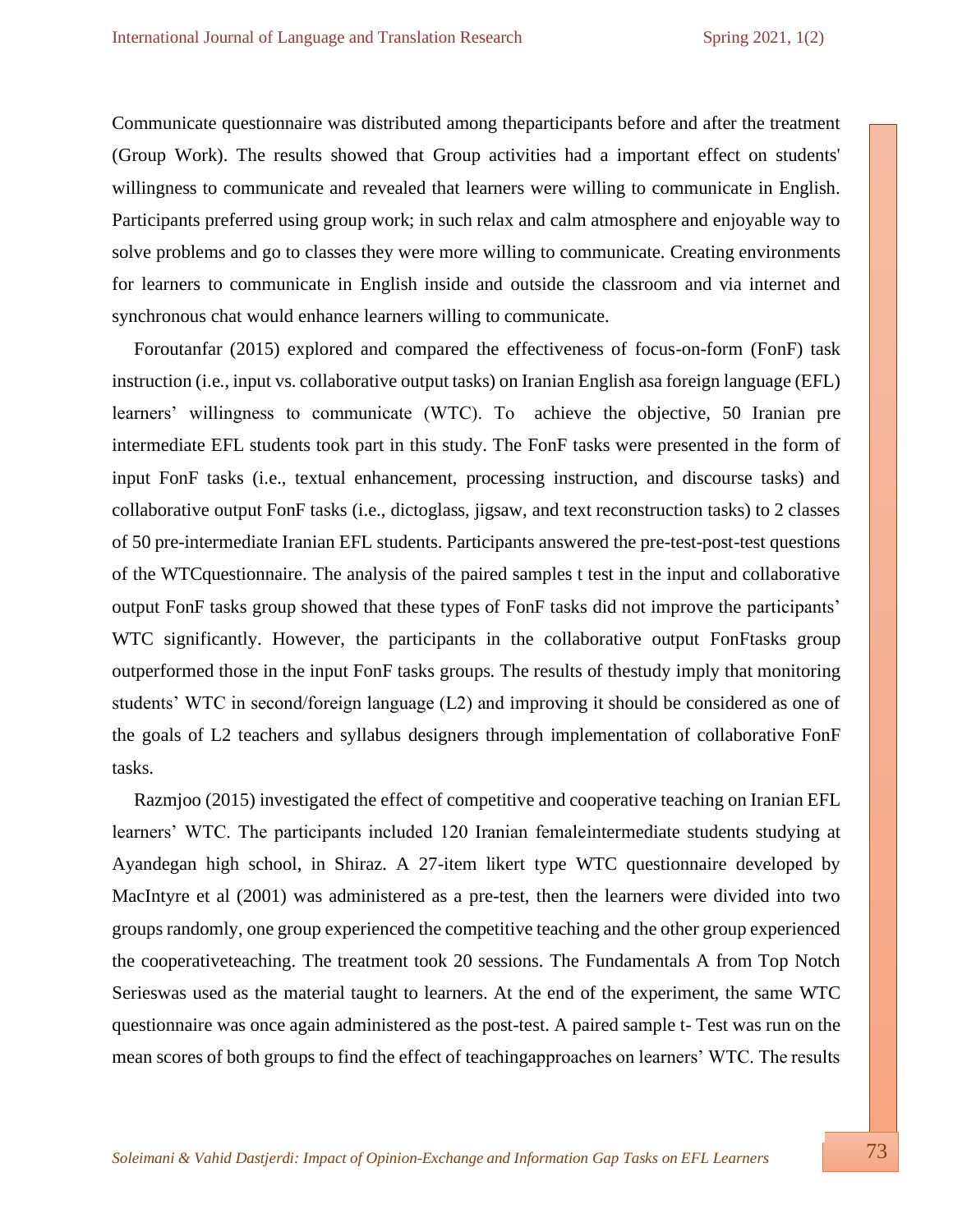Communicate questionnaire was distributed among theparticipants before and after the treatment (Group Work). The results showed that Group activities had a important effect on students' willingness to communicate and revealed that learners were willing to communicate in English. Participants preferred using group work; in such relax and calm atmosphere and enjoyable way to solve problems and go to classes they were more willing to communicate. Creating environments for learners to communicate in English inside and outside the classroom and via internet and synchronous chat would enhance learners willing to communicate.

Foroutanfar (2015) explored and compared the effectiveness of focus-on-form (FonF) task instruction (i.e., input vs. collaborative output tasks) on Iranian English asa foreign language (EFL) learners' willingness to communicate (WTC). To achieve the objective, 50 Iranian pre intermediate EFL students took part in this study. The FonF tasks were presented in the form of input FonF tasks (i.e., textual enhancement, processing instruction, and discourse tasks) and collaborative output FonF tasks (i.e., dictoglass, jigsaw, and text reconstruction tasks) to 2 classes of 50 pre-intermediate Iranian EFL students. Participants answered the pre-test-post-test questions of the WTCquestionnaire. The analysis of the paired samples t test in the input and collaborative output FonF tasks group showed that these types of FonF tasks did not improve the participants' WTC significantly. However, the participants in the collaborative output FonFtasks group outperformed those in the input FonF tasks groups. The results of thestudy imply that monitoring students' WTC in second/foreign language (L2) and improving it should be considered as one of the goals of L2 teachers and syllabus designers through implementation of collaborative FonF tasks.

Razmjoo (2015) investigated the effect of competitive and cooperative teaching on Iranian EFL learners' WTC. The participants included 120 Iranian femaleintermediate students studying at Ayandegan high school, in Shiraz. A 27-item likert type WTC questionnaire developed by MacIntyre et al (2001) was administered as a pre-test, then the learners were divided into two groups randomly, one group experienced the competitive teaching and the other group experienced the cooperativeteaching. The treatment took 20 sessions. The Fundamentals A from Top Notch Serieswas used as the material taught to learners. At the end of the experiment, the same WTC questionnaire was once again administered as the post-test. A paired sample t- Test was run on the mean scores of both groups to find the effect of teachingapproaches on learners' WTC. The results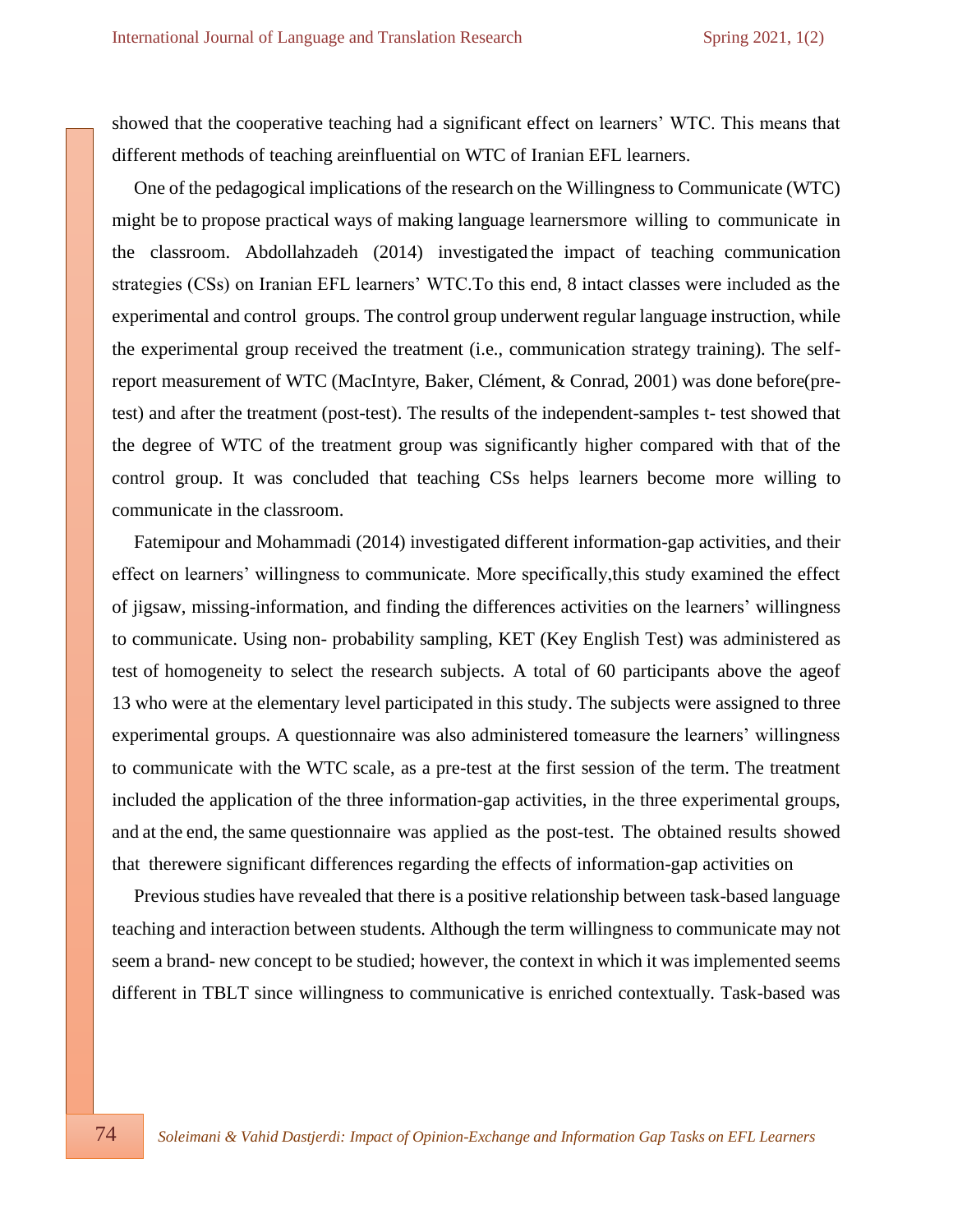showed that the cooperative teaching had a significant effect on learners' WTC. This means that different methods of teaching areinfluential on WTC of Iranian EFL learners.

One of the pedagogical implications of the research on the Willingness to Communicate (WTC) might be to propose practical ways of making language learnersmore willing to communicate in the classroom. Abdollahzadeh (2014) investigated the impact of teaching communication strategies (CSs) on Iranian EFL learners' WTC.To this end, 8 intact classes were included as the experimental and control groups. The control group underwent regular language instruction, while the experimental group received the treatment (i.e., communication strategy training). The self-report measurement of WTC (MacIntyre, Baker, Clément, & Conrad, 2001) was done before(pre-test) and after the treatment (post-test). The results of the independent-samples t- test showed that the degree of WTC of the treatment group was significantly higher compared with that of the control group. It was concluded that teaching CSs helps learners become more willing to communicate in the classroom.

Fatemipour and Mohammadi (2014) investigated different information-gap activities, and their effect on learners' willingness to communicate. More specifically,this study examined the effect of jigsaw, missing-information, and finding the differences activities on the learners' willingness to communicate. Using non- probability sampling, KET (Key English Test) was administered as test of homogeneity to select the research subjects. A total of 60 participants above the ageof 13 who were at the elementary level participated in this study. The subjects were assigned to three experimental groups. A questionnaire was also administered tomeasure the learners' willingness to communicate with the WTC scale, as a pre-test at the first session of the term. The treatment included the application of the three information-gap activities, in the three experimental groups, and at the end, the same questionnaire was applied as the post-test. The obtained results showed that therewere significant differences regarding the effects of information-gap activities on

Previous studies have revealed that there is a positive relationship between task-based language teaching and interaction between students. Although the term willingness to communicate may not seem a brand- new concept to be studied; however, the context in which it was implemented seems different in TBLT since willingness to communicative is enriched contextually. Task-based was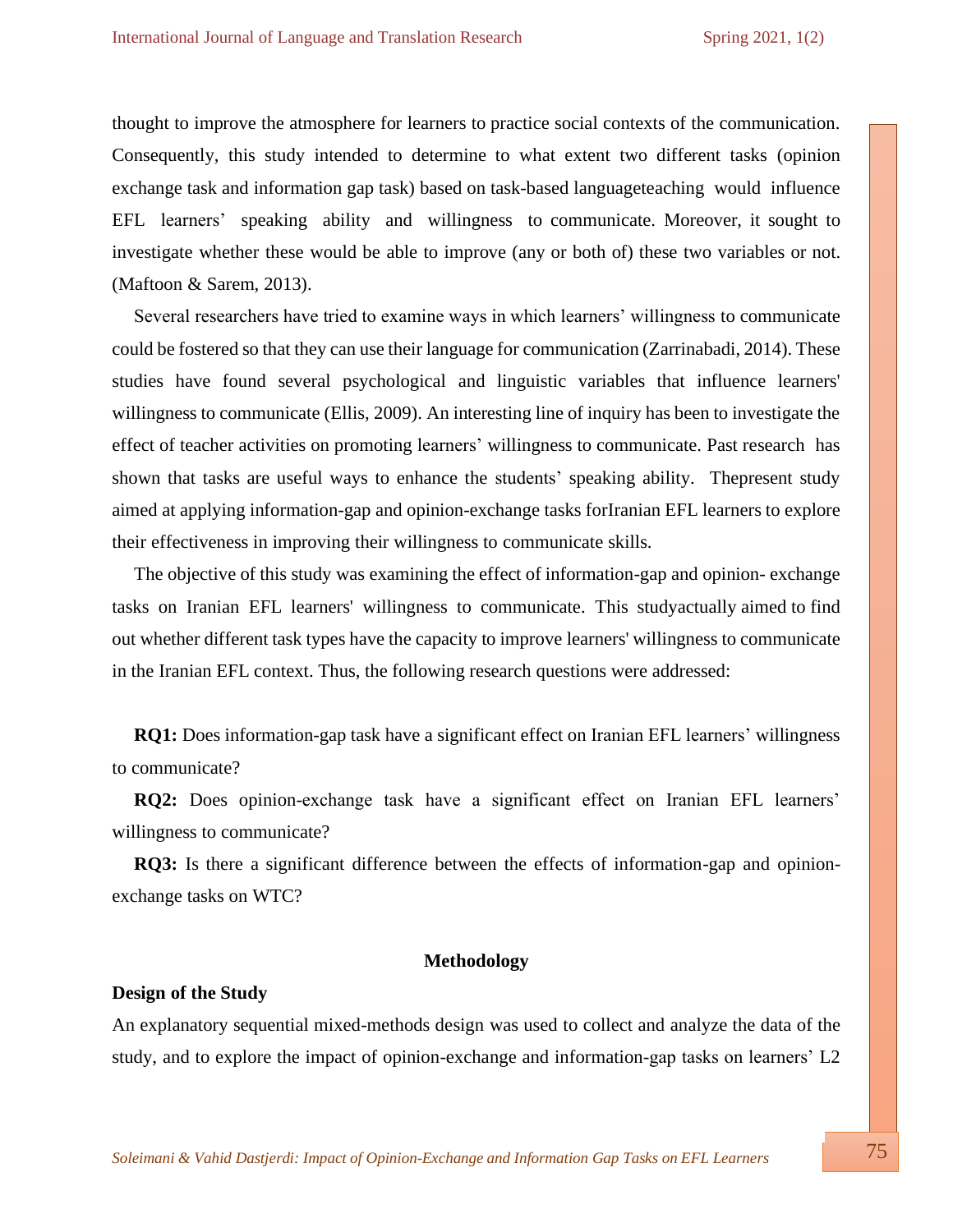thought to improve the atmosphere for learners to practice social contexts of the communication. Consequently, this study intended to determine to what extent two different tasks (opinion exchange task and information gap task) based on task-based languageteaching would influence EFL learners' speaking ability and willingness to communicate. Moreover, it sought to investigate whether these would be able to improve (any or both of) these two variables or not. (Maftoon & Sarem, 2013).

Several researchers have tried to examine ways in which learners' willingness to communicate could be fostered so that they can use their language for communication (Zarrinabadi, 2014). These studies have found several psychological and linguistic variables that influence learners' willingness to communicate (Ellis, 2009). An interesting line of inquiry has been to investigate the effect of teacher activities on promoting learners' willingness to communicate. Past research has shown that tasks are useful ways to enhance the students' speaking ability. Thepresent study aimed at applying information-gap and opinion-exchange tasks forIranian EFL learners to explore their effectiveness in improving their willingness to communicate skills.

The objective of this study was examining the effect of information-gap and opinion- exchange tasks on Iranian EFL learners' willingness to communicate. This studyactually aimed to find out whether different task types have the capacity to improve learners' willingness to communicate in the Iranian EFL context. Thus, the following research questions were addressed:

**RQ1:** Does information-gap task have a significant effect on Iranian EFL learners' willingness to communicate?

**RQ2:** Does opinion-exchange task have a significant effect on Iranian EFL learners' willingness to communicate?

**RQ3:** Is there a significant difference between the effects of information-gap and opinion-exchange tasks on WTC?

## Methodology

### Design of the Study

An explanatory sequential mixed-methods design was used to collect and analyze the data of the study, and to explore the impact of opinion-exchange and information-gap tasks on learners' L2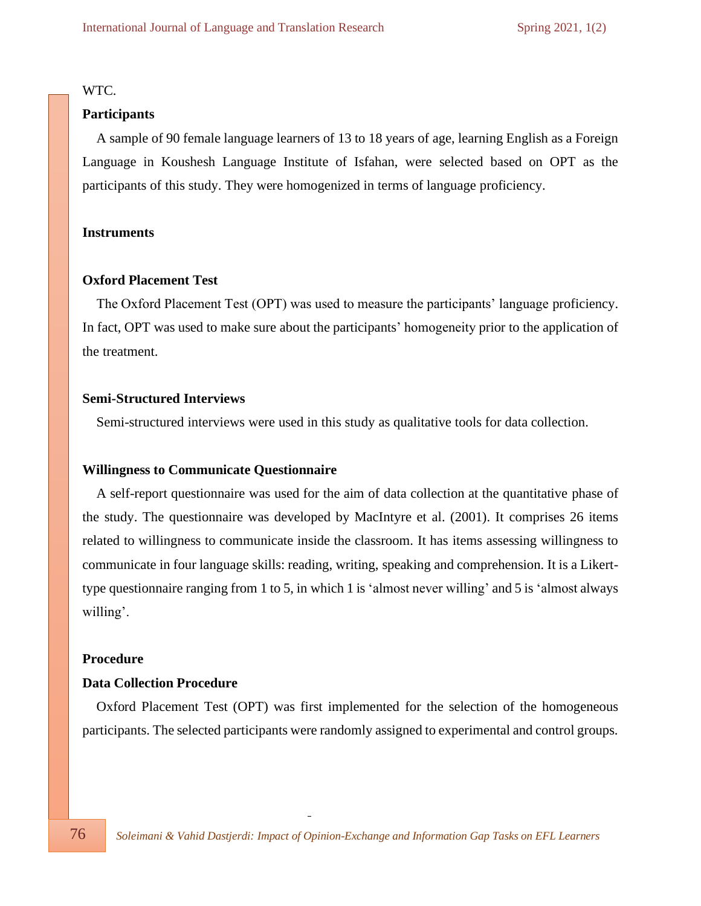WTC.

### Participants

A sample of 90 female language learners of 13 to 18 years of age, learning English as a Foreign Language in Koushesh Language Institute of Isfahan, were selected based on OPT as the participants of this study. They were homogenized in terms of language proficiency.

### Instruments

#### Oxford Placement Test

The Oxford Placement Test (OPT) was used to measure the participants' language proficiency. In fact, OPT was used to make sure about the participants' homogeneity prior to the application of the treatment.

#### Semi-Structured Interviews

Semi-structured interviews were used in this study as qualitative tools for data collection.

#### Willingness to Communicate Questionnaire

A self-report questionnaire was used for the aim of data collection at the quantitative phase of the study. The questionnaire was developed by MacIntyre et al. (2001). It comprises 26 items related to willingness to communicate inside the classroom. It has items assessing willingness to communicate in four language skills: reading, writing, speaking and comprehension. It is a Likert-type questionnaire ranging from 1 to 5, in which 1 is 'almost never willing' and 5 is 'almost always willing'.

### Procedure

#### Data Collection Procedure

Oxford Placement Test (OPT) was first implemented for the selection of the homogeneous participants. The selected participants were randomly assigned to experimental and control groups.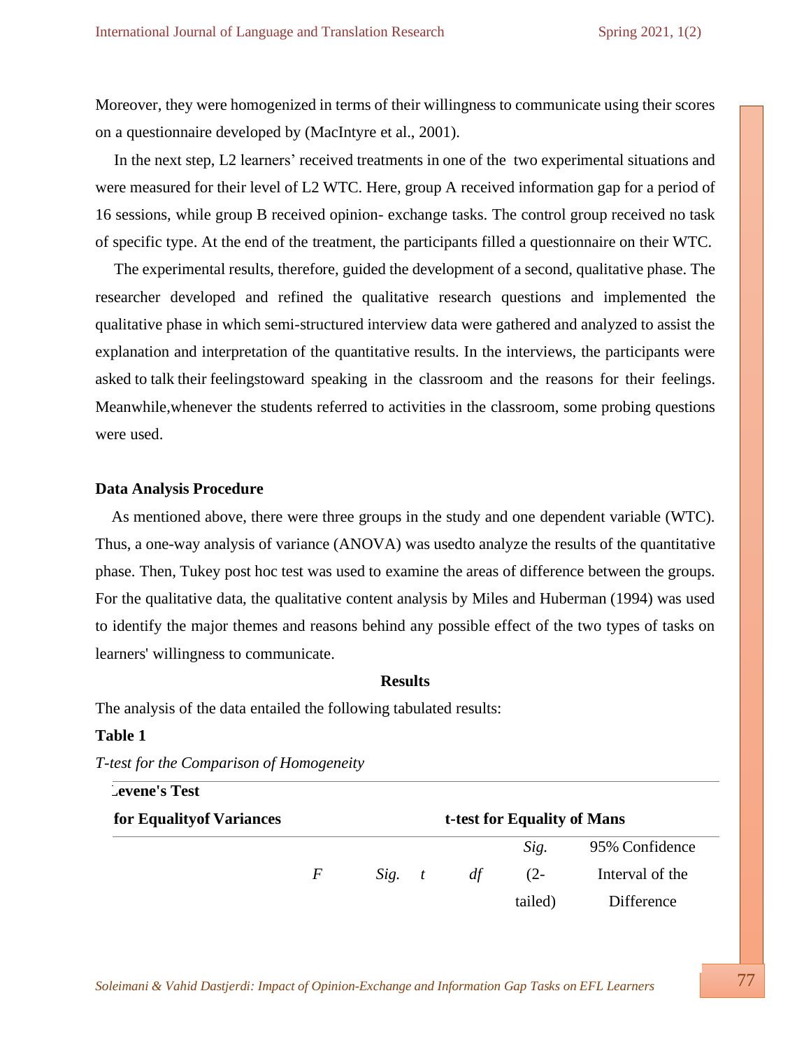Moreover, they were homogenized in terms of their willingness to communicate using their scores on a questionnaire developed by (MacIntyre et al., 2001).

In the next step, L2 learners' received treatments in one of the two experimental situations and were measured for their level of L2 WTC. Here, group A received information gap for a period of 16 sessions, while group B received opinion- exchange tasks. The control group received no task of specific type. At the end of the treatment, the participants filled a questionnaire on their WTC.

The experimental results, therefore, guided the development of a second, qualitative phase. The researcher developed and refined the qualitative research questions and implemented the qualitative phase in which semi-structured interview data were gathered and analyzed to assist the explanation and interpretation of the quantitative results. In the interviews, the participants were asked to talk their feelingstoward speaking in the classroom and the reasons for their feelings. Meanwhile,whenever the students referred to activities in the classroom, some probing questions were used.

### Data Analysis Procedure

As mentioned above, there were three groups in the study and one dependent variable (WTC). Thus, a one-way analysis of variance (ANOVA) was usedto analyze the results of the quantitative phase. Then, Tukey post hoc test was used to examine the areas of difference between the groups. For the qualitative data, the qualitative content analysis by Miles and Huberman (1994) was used to identify the major themes and reasons behind any possible effect of the two types of tasks on learners' willingness to communicate.

## Results

The analysis of the data entailed the following tabulated results:

**Table 1**

*T-test for the Comparison of Homogeneity*

| **Levene's Test for Equalityof Variances** | | | **t-test for Equality of Mans** | | | |
|---|---|---|---|---|---|---|
| | *F* | *Sig.* | *t* | *df* | *Sig.* (2-tailed) | 95% Confidence Interval of the Difference |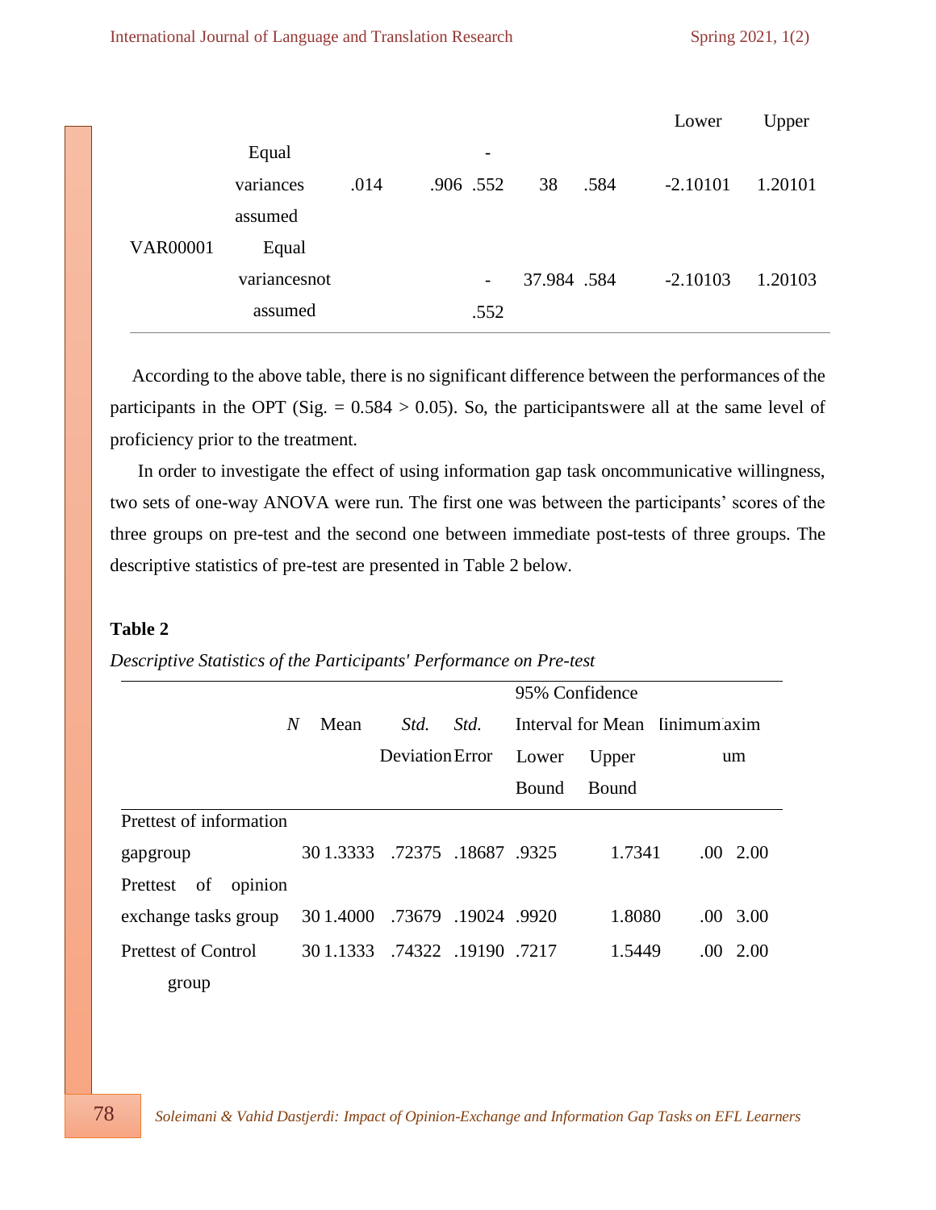| | | | | | | | | Lower | Upper |
|---|---|---|---|---|---|---|---|---|---|
| VAR00001 | Equal variances assumed | .014 | .906 | -.552 | 38 | .584 | | -2.10101 | 1.20101 |
| | Equal variancesnot assumed | | | -.552 | 37.984 | .584 | | -2.10103 | 1.20103 |

According to the above table, there is no significant difference between the performances of the participants in the OPT (Sig. = 0.584 > 0.05). So, the participantswere all at the same level of proficiency prior to the treatment.

In order to investigate the effect of using information gap task oncommunicative willingness, two sets of one-way ANOVA were run. The first one was between the participants' scores of the three groups on pre-test and the second one between immediate post-tests of three groups. The descriptive statistics of pre-test are presented in Table 2 below.

**Table 2**

*Descriptive Statistics of the Participants' Performance on Pre-test*

| | *N* | Mean | *Std.* Deviation | *Std.* Error | 95% Confidence Interval for Mean Lower Bound | Upper Bound | Minimum | Maximum |
|---|---|---|---|---|---|---|---|---|
| Prettest of information gapgroup | 30 | 1.3333 | .72375 | .18687 | .9325 | 1.7341 | .00 | 2.00 |
| Prettest of opinion exchange tasks group | 30 | 1.4000 | .73679 | .19024 | .9920 | 1.8080 | .00 | 3.00 |
| Prettest of Control group | 30 | 1.1333 | .74322 | .19190 | .7217 | 1.5449 | .00 | 2.00 |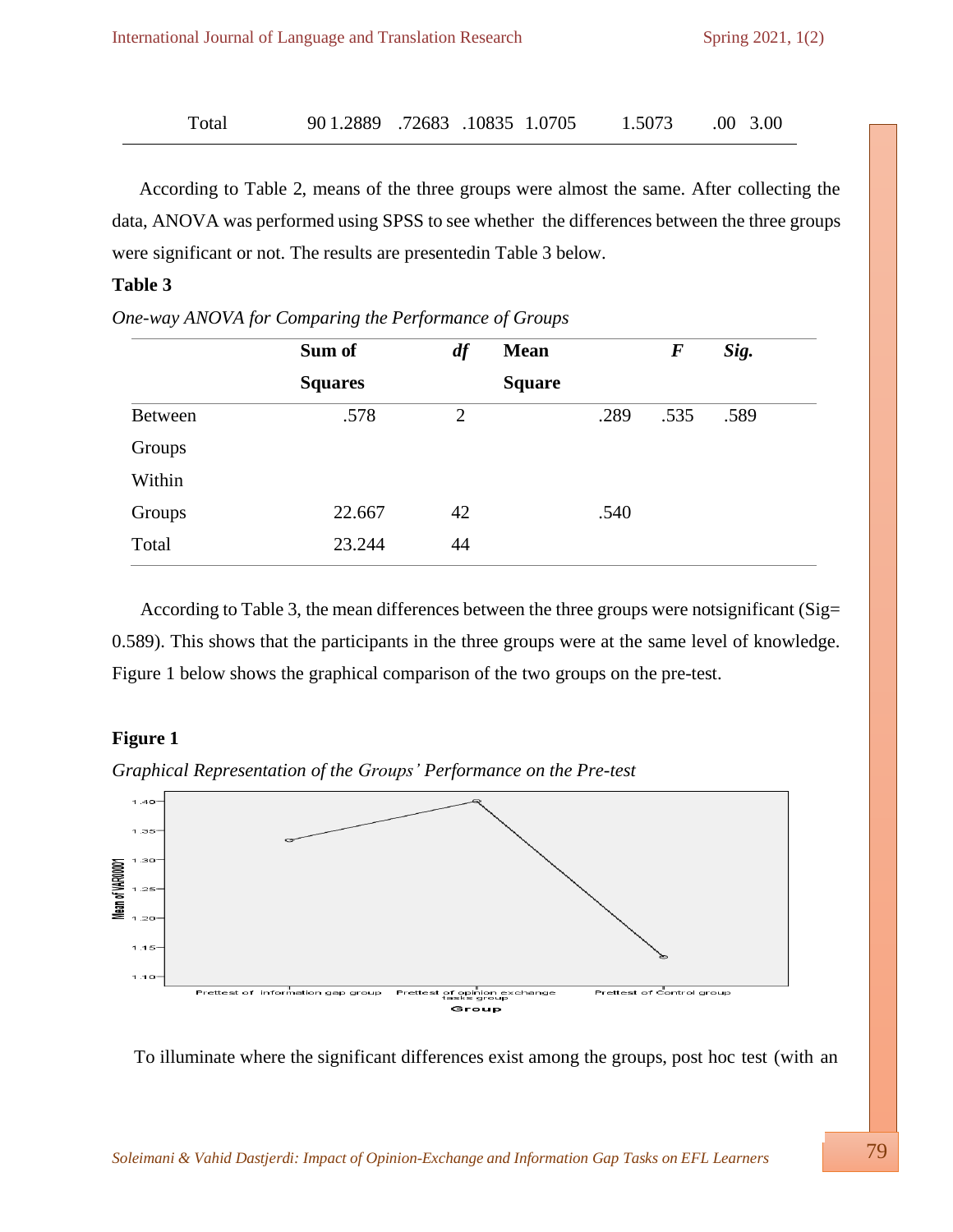| Total | 90 | 1.2889 | .72683 | .10835 | 1.0705 | 1.5073 | .00 | 3.00 |
|---|---|---|---|---|---|---|---|---|

According to Table 2, means of the three groups were almost the same. After collecting the data, ANOVA was performed using SPSS to see whether the differences between the three groups were significant or not. The results are presentedin Table 3 below.

**Table 3**

*One-way ANOVA for Comparing the Performance of Groups*

| | **Sum of Squares** | ***df*** | **Mean Square** | ***F*** | ***Sig.*** |
|---|---|---|---|---|---|
| Between Groups | .578 | 2 | .289 | .535 | .589 |
| Within Groups | 22.667 | 42 | .540 | | |
| Total | 23.244 | 44 | | | |

According to Table 3, the mean differences between the three groups were notsignificant (Sig= 0.589). This shows that the participants in the three groups were at the same level of knowledge. Figure 1 below shows the graphical comparison of the two groups on the pre-test.

**Figure 1**

*Graphical Representation of the Groups' Performance on the Pre-test*

To illuminate where the significant differences exist among the groups, post hoc test (with an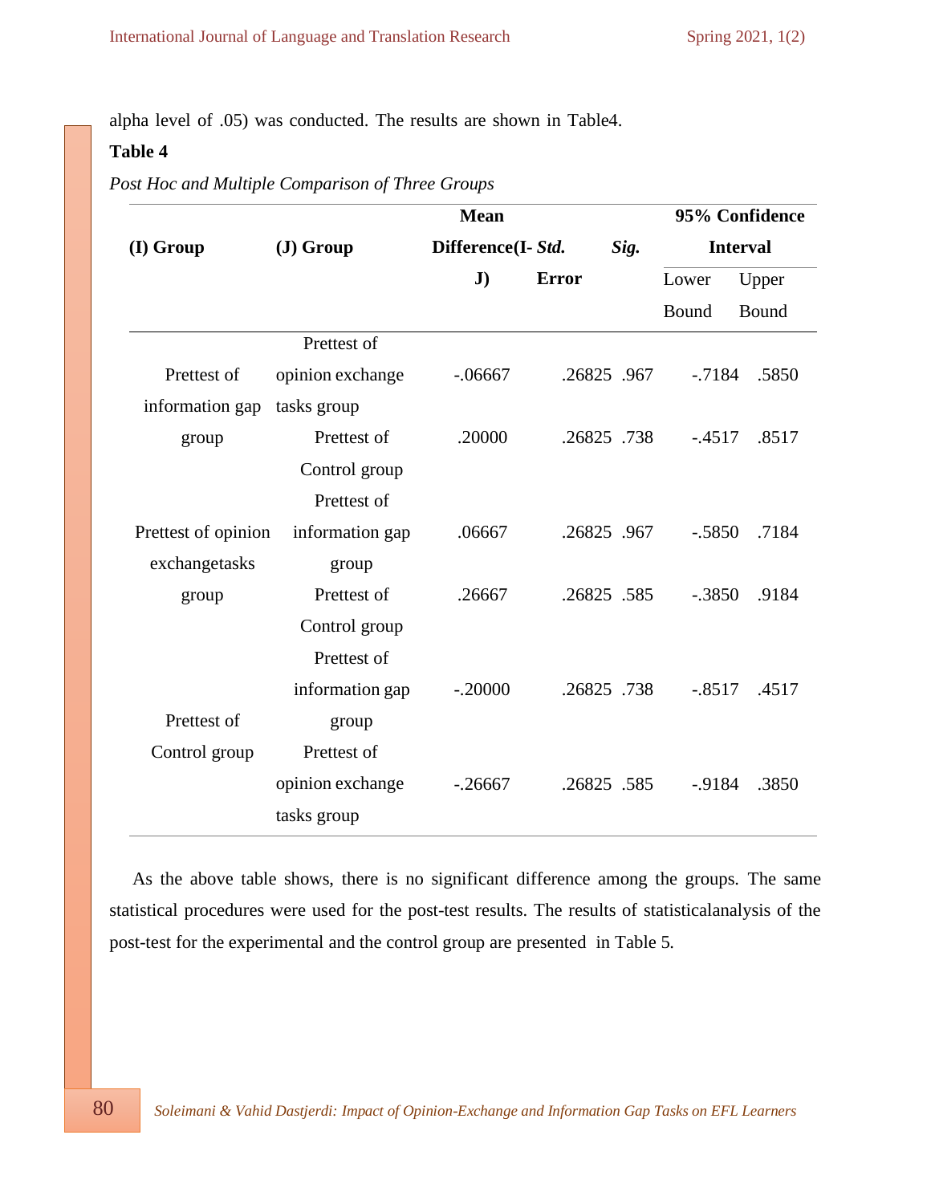alpha level of .05) was conducted. The results are shown in Table4.

**Table 4**

*Post Hoc and Multiple Comparison of Three Groups*

| (I) Group | (J) Group | Mean Difference(I-J) | *Std.* Error | *Sig.* | 95% Confidence Interval | |
|---|---|---|---|---|---|---|
| | | | | | Lower Bound | Upper Bound |
| Prettest of information gap group | Prettest of opinion exchange tasks group | -.06667 | .26825 | .967 | -.7184 | .5850 |
| | Prettest of Control group | .20000 | .26825 | .738 | -.4517 | .8517 |
| Prettest of opinion exchangetasks group | Prettest of information gap group | .06667 | .26825 | .967 | -.5850 | .7184 |
| | Prettest of Control group | .26667 | .26825 | .585 | -.3850 | .9184 |
| Prettest of Control group | Prettest of information gap group | -.20000 | .26825 | .738 | -.8517 | .4517 |
| | Prettest of opinion exchange tasks group | -.26667 | .26825 | .585 | -.9184 | .3850 |

As the above table shows, there is no significant difference among the groups. The same statistical procedures were used for the post-test results. The results of statisticalanalysis of the post-test for the experimental and the control group are presented in Table 5.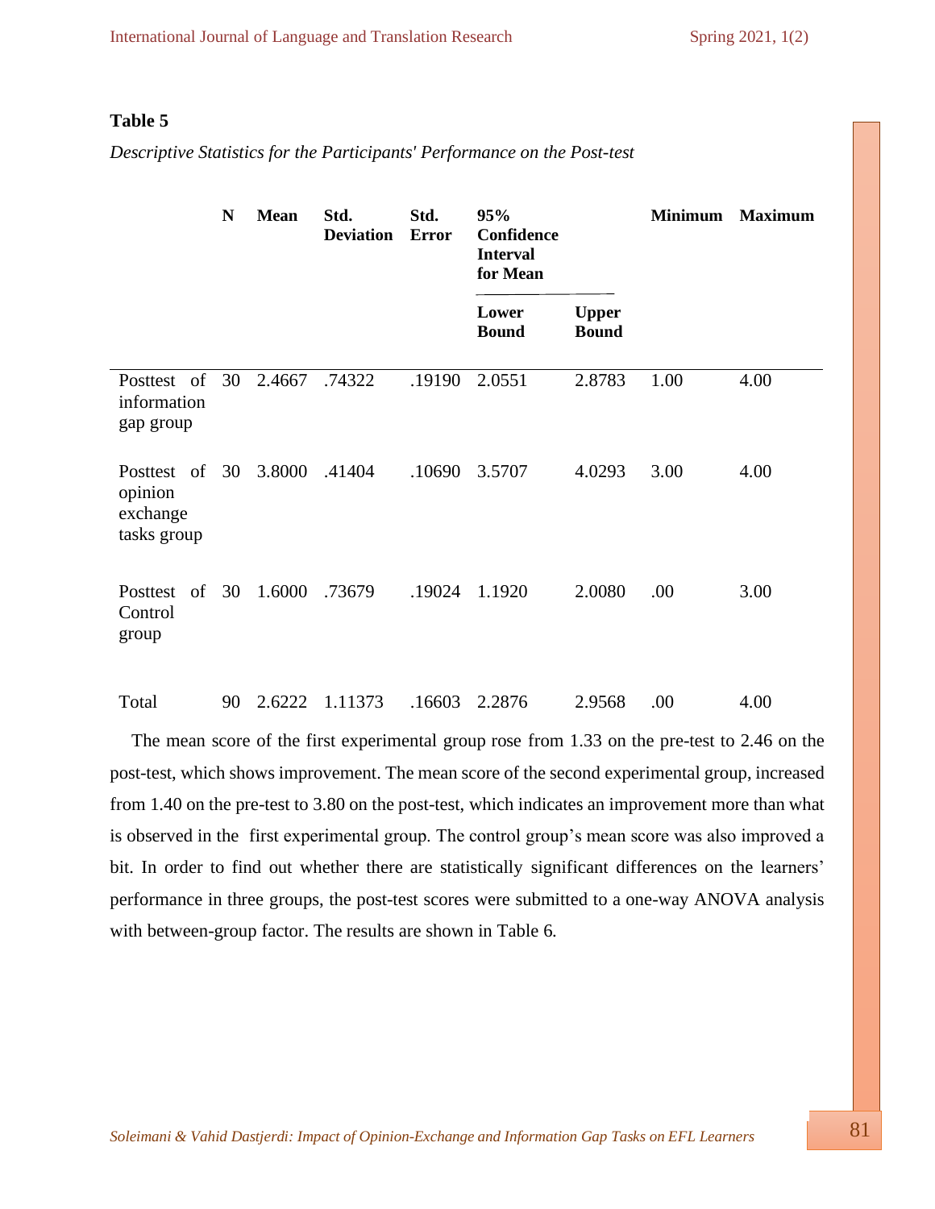**Table 5**

*Descriptive Statistics for the Participants' Performance on the Post-test*

| | N | Mean | Std. Deviation | Std. Error | 95% Confidence Interval for Mean | | Minimum | Maximum |
|---|---|---|---|---|---|---|---|---|
| | | | | | Lower Bound | Upper Bound | | |
| Posttest of information gap group | 30 | 2.4667 | .74322 | .19190 | 2.0551 | 2.8783 | 1.00 | 4.00 |
| Posttest of opinion exchange tasks group | 30 | 3.8000 | .41404 | .10690 | 3.5707 | 4.0293 | 3.00 | 4.00 |
| Posttest of Control group | 30 | 1.6000 | .73679 | .19024 | 1.1920 | 2.0080 | .00 | 3.00 |
| Total | 90 | 2.6222 | 1.11373 | .16603 | 2.2876 | 2.9568 | .00 | 4.00 |

The mean score of the first experimental group rose from 1.33 on the pre-test to 2.46 on the post-test, which shows improvement. The mean score of the second experimental group, increased from 1.40 on the pre-test to 3.80 on the post-test, which indicates an improvement more than what is observed in the first experimental group. The control group's mean score was also improved a bit. In order to find out whether there are statistically significant differences on the learners' performance in three groups, the post-test scores were submitted to a one-way ANOVA analysis with between-group factor. The results are shown in Table 6.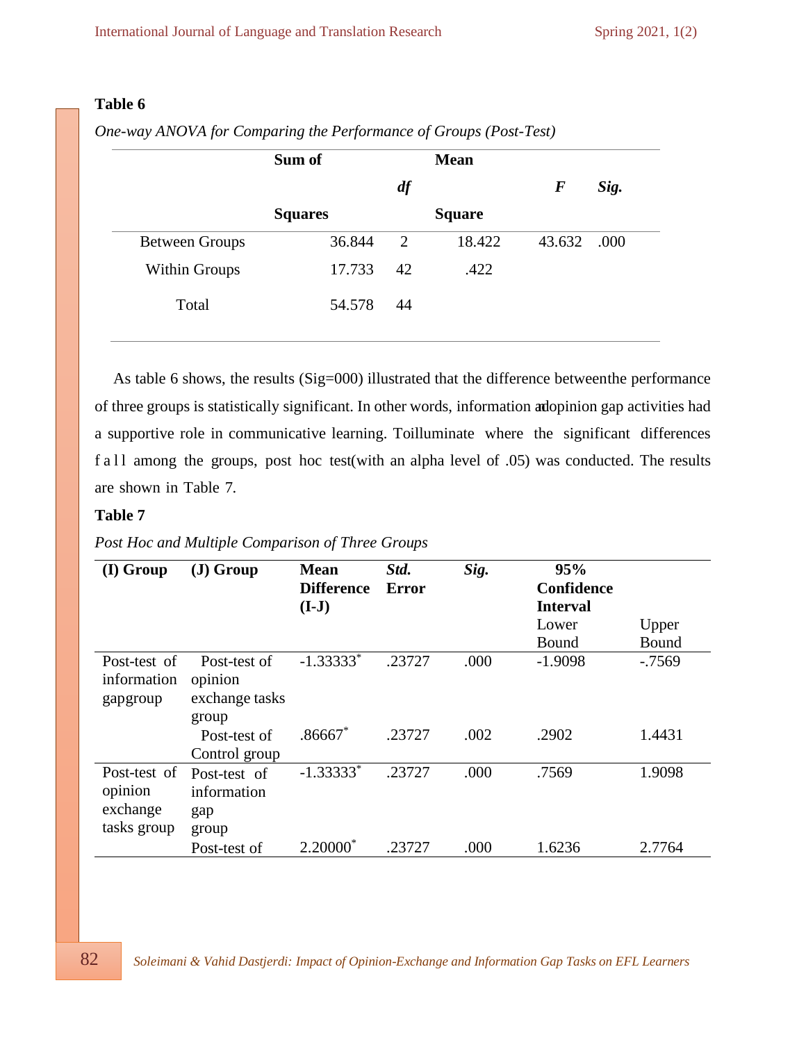**Table 6**

*One-way ANOVA for Comparing the Performance of Groups (Post-Test)*

| | Sum of Squares | *df* | Mean Square | *F* | *Sig.* |
|---|---|---|---|---|---|
| Between Groups | 36.844 | 2 | 18.422 | 43.632 | .000 |
| Within Groups | 17.733 | 42 | .422 | | |
| Total | 54.578 | 44 | | | |

As table 6 shows, the results (Sig=000) illustrated that the difference betweenthe performance of three groups is statistically significant. In other words, information andopinion gap activities had a supportive role in communicative learning. Toilluminate where the significant differences fall among the groups, post hoc test(with an alpha level of .05) was conducted. The results are shown in Table 7.

**Table 7**

*Post Hoc and Multiple Comparison of Three Groups*

| (I) Group | (J) Group | Mean Difference (I-J) | *Std. Error* | *Sig.* | 95% Confidence Interval Lower Bound | Upper Bound |
|---|---|---|---|---|---|---|
| Post-test of information gapgroup | Post-test of opinion exchange tasks group | -1.33333* | .23727 | .000 | -1.9098 | -.7569 |
| | Post-test of Control group | .86667* | .23727 | .002 | .2902 | 1.4431 |
| Post-test of opinion exchange tasks group | Post-test of information gap group | -1.33333* | .23727 | .000 | .7569 | 1.9098 |
| | Post-test of | 2.20000* | .23727 | .000 | 1.6236 | 2.7764 |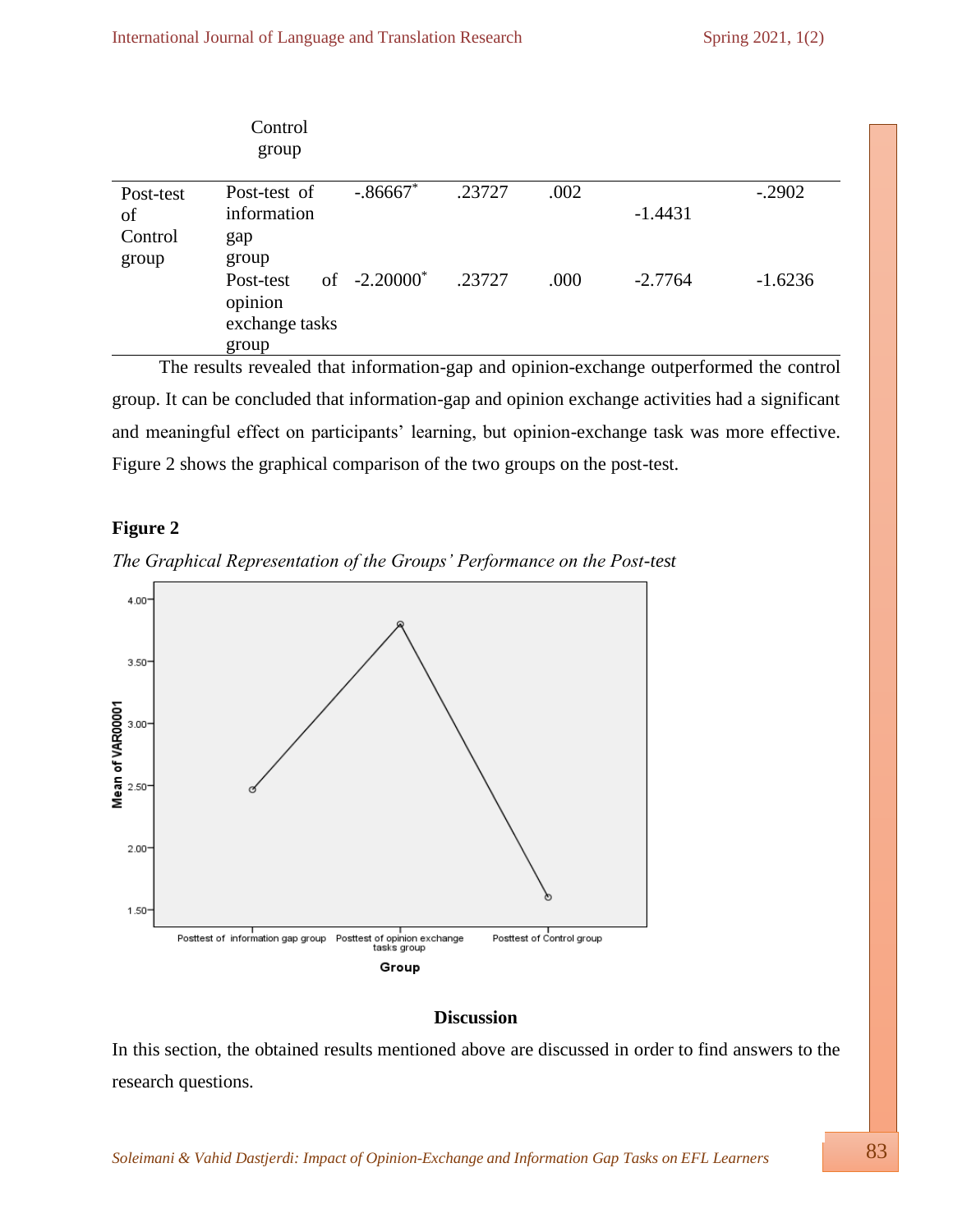| | Control group | | | | | |
|---|---|---|---|---|---|---|
| Post-test of Control group | Post-test of information gap group | -.86667* | .23727 | .002 | -1.4431 | -.2902 |
| | Post-test of opinion exchange tasks group | -2.20000* | .23727 | .000 | -2.7764 | -1.6236 |

The results revealed that information-gap and opinion-exchange outperformed the control group. It can be concluded that information-gap and opinion exchange activities had a significant and meaningful effect on participants' learning, but opinion-exchange task was more effective. Figure 2 shows the graphical comparison of the two groups on the post-test.

**Figure 2**

*The Graphical Representation of the Groups' Performance on the Post-test*

## Discussion

In this section, the obtained results mentioned above are discussed in order to find answers to the research questions.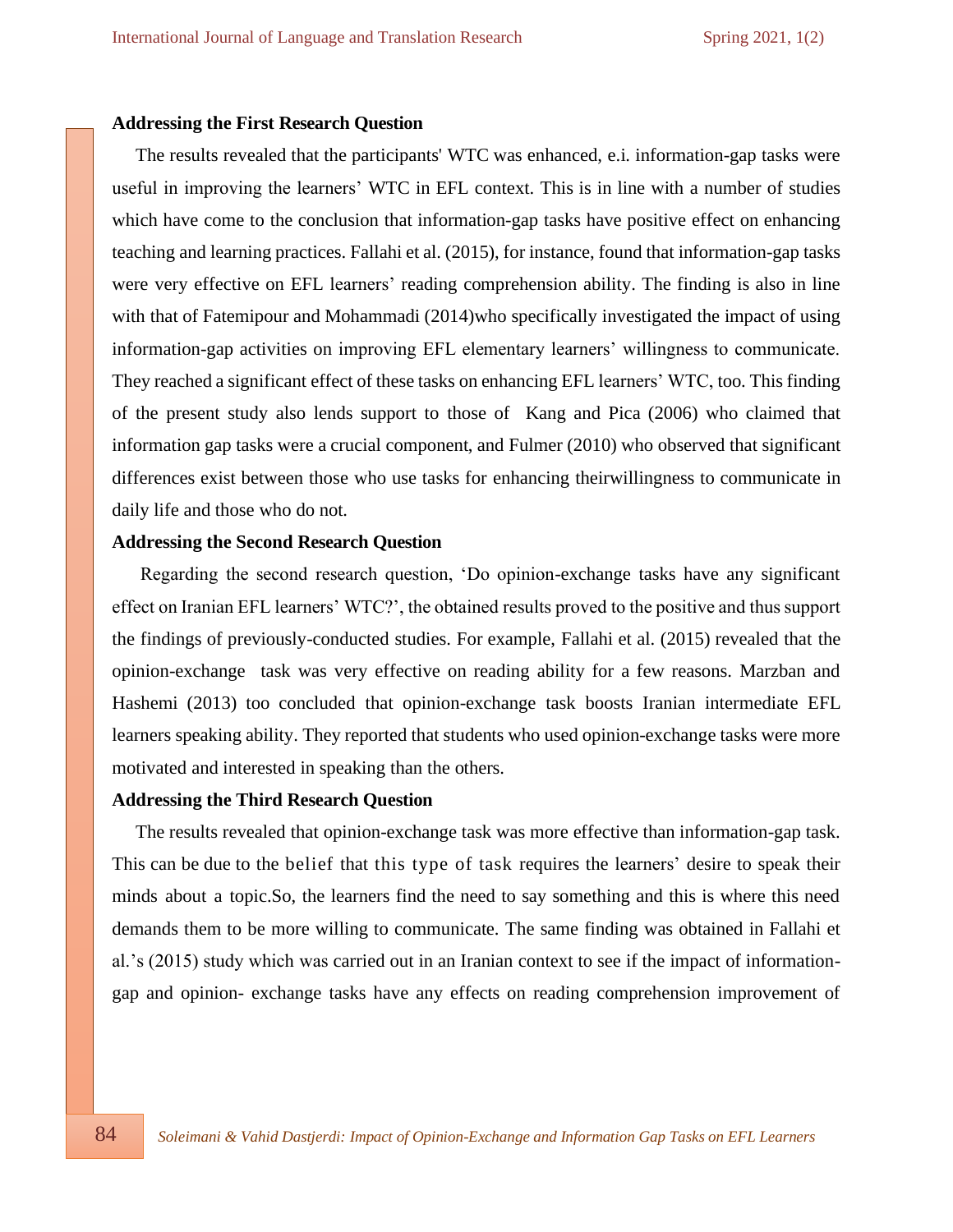### Addressing the First Research Question

The results revealed that the participants' WTC was enhanced, e.i. information-gap tasks were useful in improving the learners' WTC in EFL context. This is in line with a number of studies which have come to the conclusion that information-gap tasks have positive effect on enhancing teaching and learning practices. Fallahi et al. (2015), for instance, found that information-gap tasks were very effective on EFL learners' reading comprehension ability. The finding is also in line with that of Fatemipour and Mohammadi (2014)who specifically investigated the impact of using information-gap activities on improving EFL elementary learners' willingness to communicate. They reached a significant effect of these tasks on enhancing EFL learners' WTC, too. This finding of the present study also lends support to those of Kang and Pica (2006) who claimed that information gap tasks were a crucial component, and Fulmer (2010) who observed that significant differences exist between those who use tasks for enhancing theirwillingness to communicate in daily life and those who do not.

### Addressing the Second Research Question

Regarding the second research question, 'Do opinion-exchange tasks have any significant effect on Iranian EFL learners' WTC?', the obtained results proved to the positive and thus support the findings of previously-conducted studies. For example, Fallahi et al. (2015) revealed that the opinion-exchange task was very effective on reading ability for a few reasons. Marzban and Hashemi (2013) too concluded that opinion-exchange task boosts Iranian intermediate EFL learners speaking ability. They reported that students who used opinion-exchange tasks were more motivated and interested in speaking than the others.

### Addressing the Third Research Question

The results revealed that opinion-exchange task was more effective than information-gap task. This can be due to the belief that this type of task requires the learners' desire to speak their minds about a topic.So, the learners find the need to say something and this is where this need demands them to be more willing to communicate. The same finding was obtained in Fallahi et al.'s (2015) study which was carried out in an Iranian context to see if the impact of information-gap and opinion- exchange tasks have any effects on reading comprehension improvement of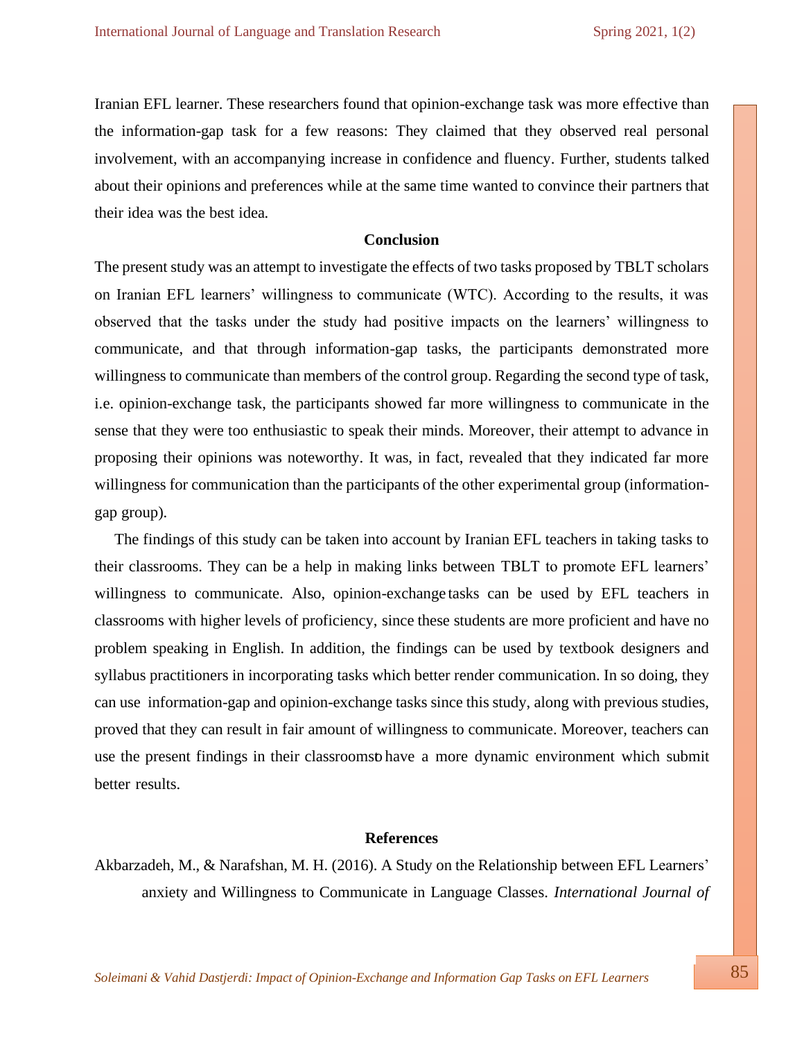Iranian EFL learner. These researchers found that opinion-exchange task was more effective than the information-gap task for a few reasons: They claimed that they observed real personal involvement, with an accompanying increase in confidence and fluency. Further, students talked about their opinions and preferences while at the same time wanted to convince their partners that their idea was the best idea.

## Conclusion

The present study was an attempt to investigate the effects of two tasks proposed by TBLT scholars on Iranian EFL learners' willingness to communicate (WTC). According to the results, it was observed that the tasks under the study had positive impacts on the learners' willingness to communicate, and that through information-gap tasks, the participants demonstrated more willingness to communicate than members of the control group. Regarding the second type of task, i.e. opinion-exchange task, the participants showed far more willingness to communicate in the sense that they were too enthusiastic to speak their minds. Moreover, their attempt to advance in proposing their opinions was noteworthy. It was, in fact, revealed that they indicated far more willingness for communication than the participants of the other experimental group (information-gap group).

The findings of this study can be taken into account by Iranian EFL teachers in taking tasks to their classrooms. They can be a help in making links between TBLT to promote EFL learners' willingness to communicate. Also, opinion-exchange tasks can be used by EFL teachers in classrooms with higher levels of proficiency, since these students are more proficient and have no problem speaking in English. In addition, the findings can be used by textbook designers and syllabus practitioners in incorporating tasks which better render communication. In so doing, they can use information-gap and opinion-exchange tasks since this study, along with previous studies, proved that they can result in fair amount of willingness to communicate. Moreover, teachers can use the present findings in their classrooms to have a more dynamic environment which submit better results.

## References

Akbarzadeh, M., & Narafshan, M. H. (2016). A Study on the Relationship between EFL Learners' anxiety and Willingness to Communicate in Language Classes. *International Journal of*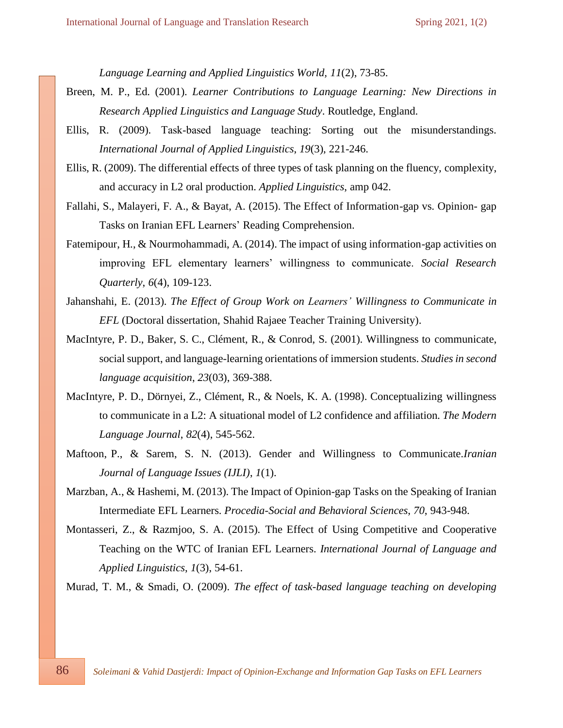*Language Learning and Applied Linguistics World, 11*(2), 73-85.

Breen, M. P., Ed. (2001). *Learner Contributions to Language Learning: New Directions in Research Applied Linguistics and Language Study*. Routledge, England.

Ellis, R. (2009). Task-based language teaching: Sorting out the misunderstandings. *International Journal of Applied Linguistics*, *19*(3), 221-246.

Ellis, R. (2009). The differential effects of three types of task planning on the fluency, complexity, and accuracy in L2 oral production. *Applied Linguistics*, amp 042.

Fallahi, S., Malayeri, F. A., & Bayat, A. (2015). The Effect of Information-gap vs. Opinion- gap Tasks on Iranian EFL Learners' Reading Comprehension.

Fatemipour, H., & Nourmohammadi, A. (2014). The impact of using information-gap activities on improving EFL elementary learners' willingness to communicate. *Social Research Quarterly*, *6*(4), 109-123.

Jahanshahi, E. (2013). *The Effect of Group Work on Learners' Willingness to Communicate in EFL* (Doctoral dissertation, Shahid Rajaee Teacher Training University).

MacIntyre, P. D., Baker, S. C., Clément, R., & Conrod, S. (2001). Willingness to communicate, social support, and language-learning orientations of immersion students. *Studies in second language acquisition*, *23*(03), 369-388.

MacIntyre, P. D., Dörnyei, Z., Clément, R., & Noels, K. A. (1998). Conceptualizing willingness to communicate in a L2: A situational model of L2 confidence and affiliation. *The Modern Language Journal*, *82*(4), 545-562.

Maftoon, P., & Sarem, S. N. (2013). Gender and Willingness to Communicate.*Iranian Journal of Language Issues (IJLI)*, *1*(1).

Marzban, A., & Hashemi, M. (2013). The Impact of Opinion-gap Tasks on the Speaking of Iranian Intermediate EFL Learners. *Procedia-Social and Behavioral Sciences*, *70*, 943-948.

Montasseri, Z., & Razmjoo, S. A. (2015). The Effect of Using Competitive and Cooperative Teaching on the WTC of Iranian EFL Learners. *International Journal of Language and Applied Linguistics*, *1*(3), 54-61.

Murad, T. M., & Smadi, O. (2009). *The effect of task-based language teaching on developing*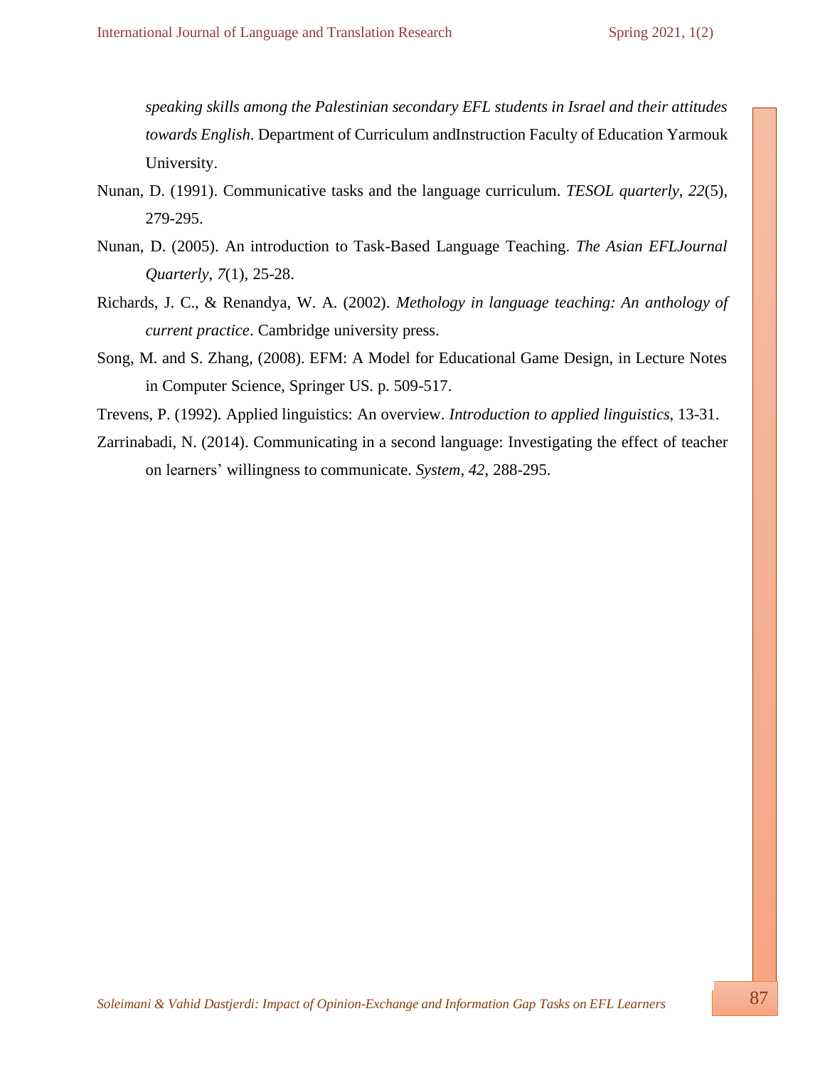*speaking skills among the Palestinian secondary EFL students in Israel and their attitudes towards English*. Department of Curriculum andInstruction Faculty of Education Yarmouk University.

Nunan, D. (1991). Communicative tasks and the language curriculum. *TESOL quarterly*, *22*(5), 279-295.

Nunan, D. (2005). An introduction to Task-Based Language Teaching. *The Asian EFLJournal Quarterly*, *7*(1), 25-28.

Richards, J. C., & Renandya, W. A. (2002). *Methology in language teaching: An anthology of current practice*. Cambridge university press.

Song, M. and S. Zhang, (2008). EFM: A Model for Educational Game Design, in Lecture Notes in Computer Science, Springer US. p. 509-517.

Trevens, P. (1992). Applied linguistics: An overview. *Introduction to applied linguistics*, 13-31.

Zarrinabadi, N. (2014). Communicating in a second language: Investigating the effect of teacher on learners' willingness to communicate. *System*, *42*, 288-295.